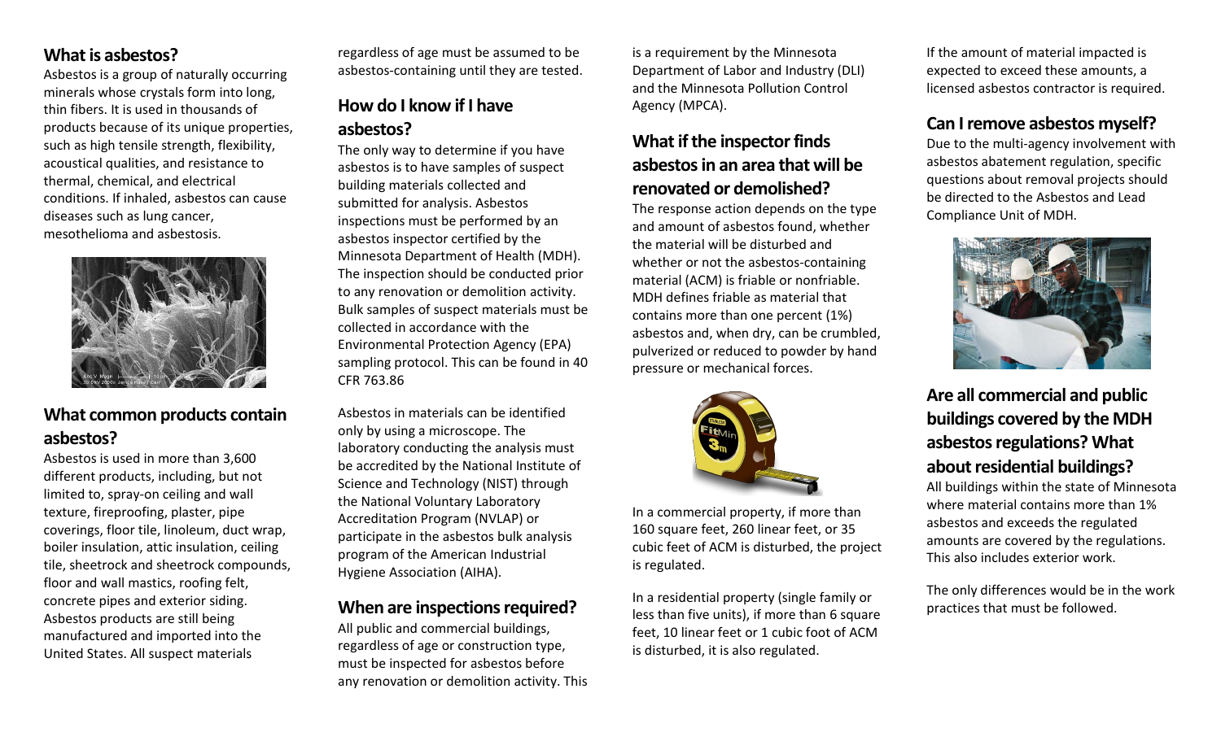## What is asbestos?

Asbestos is a group of naturally occurring minerals whose crystals form into long, thin fibers. It is used in thousands of products because of its unique properties, such as high tensile strength, flexibility, acoustical qualities, and resistance to thermal, chemical, and electrical conditions. If inhaled, asbestos can cause diseases such as lung cancer, mesothelioma and asbestosis.

## What common products contain asbestos?

Asbestos is used in more than 3,600 different products, including, but not limited to, spray-on ceiling and wall texture, fireproofing, plaster, pipe coverings, floor tile, linoleum, duct wrap, boiler insulation, attic insulation, ceiling tile, sheetrock and sheetrock compounds, floor and wall mastics, roofing felt, concrete pipes and exterior siding. Asbestos products are still being manufactured and imported into the United States. All suspect materials regardless of age must be assumed to be asbestos-containing until they are tested.

## How do I know if I have asbestos?

The only way to determine if you have asbestos is to have samples of suspect building materials collected and submitted for analysis. Asbestos inspections must be performed by an asbestos inspector certified by the Minnesota Department of Health (MDH). The inspection should be conducted prior to any renovation or demolition activity. Bulk samples of suspect materials must be collected in accordance with the Environmental Protection Agency (EPA) sampling protocol. This can be found in 40 CFR 763.86

Asbestos in materials can be identified only by using a microscope. The laboratory conducting the analysis must be accredited by the National Institute of Science and Technology (NIST) through the National Voluntary Laboratory Accreditation Program (NVLAP) or participate in the asbestos bulk analysis program of the American Industrial Hygiene Association (AIHA).

## When are inspections required?

All public and commercial buildings, regardless of age or construction type, must be inspected for asbestos before any renovation or demolition activity. This is a requirement by the Minnesota Department of Labor and Industry (DLI) and the Minnesota Pollution Control Agency (MPCA).

## What if the inspector finds asbestos in an area that will be renovated or demolished?

The response action depends on the type and amount of asbestos found, whether the material will be disturbed and whether or not the asbestos-containing material (ACM) is friable or nonfriable. MDH defines friable as material that contains more than one percent (1%) asbestos and, when dry, can be crumbled, pulverized or reduced to powder by hand pressure or mechanical forces.

In a commercial property, if more than 160 square feet, 260 linear feet, or 35 cubic feet of ACM is disturbed, the project is regulated.

In a residential property (single family or less than five units), if more than 6 square feet, 10 linear feet or 1 cubic foot of ACM is disturbed, it is also regulated.

If the amount of material impacted is expected to exceed these amounts, a licensed asbestos contractor is required.

## Can I remove asbestos myself?

Due to the multi-agency involvement with asbestos abatement regulation, specific questions about removal projects should be directed to the Asbestos and Lead Compliance Unit of MDH.

## Are all commercial and public buildings covered by the MDH asbestos regulations? What about residential buildings?

All buildings within the state of Minnesota where material contains more than 1% asbestos and exceeds the regulated amounts are covered by the regulations. This also includes exterior work.

The only differences would be in the work practices that must be followed.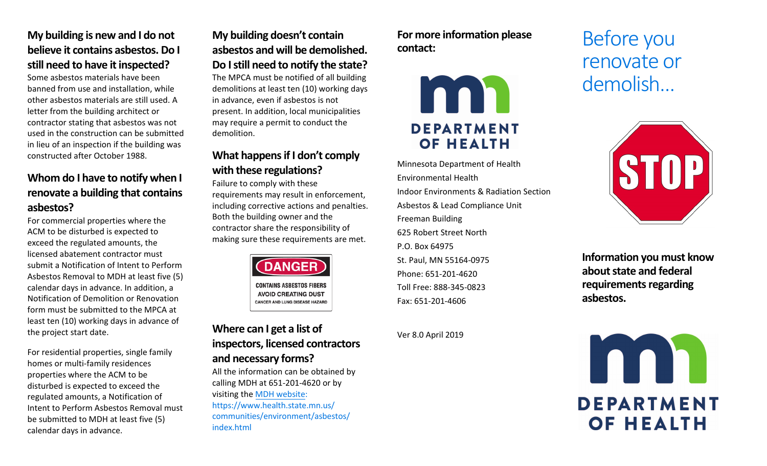## My building is new and I do not believe it contains asbestos. Do I still need to have it inspected?

Some asbestos materials have been banned from use and installation, while other asbestos materials are still used. A letter from the building architect or contractor stating that asbestos was not used in the construction can be submitted in lieu of an inspection if the building was constructed after October 1988.

## Whom do I have to notify when I renovate a building that contains asbestos?

For commercial properties where the ACM to be disturbed is expected to exceed the regulated amounts, the licensed abatement contractor must submit a Notification of Intent to Perform Asbestos Removal to MDH at least five (5) calendar days in advance. In addition, a Notification of Demolition or Renovation form must be submitted to the MPCA at least ten (10) working days in advance of the project start date.

For residential properties, single family homes or multi-family residences properties where the ACM to be disturbed is expected to exceed the regulated amounts, a Notification of Intent to Perform Asbestos Removal must be submitted to MDH at least five (5) calendar days in advance.

## My building doesn't contain asbestos and will be demolished. Do I still need to notify the state?

The MPCA must be notified of all building demolitions at least ten (10) working days in advance, even if asbestos is not present. In addition, local municipalities may require a permit to conduct the demolition.

## What happens if I don't comply with these regulations?

Failure to comply with these requirements may result in enforcement, including corrective actions and penalties. Both the building owner and the contractor share the responsibility of making sure these requirements are met.

DANGER

CONTAINS ASBESTOS FIBERS

AVOID CREATING DUST

CANCER AND LUNG DISEASE HAZARD

## Where can I get a list of inspectors, licensed contractors and necessary forms?

All the information can be obtained by calling MDH at 651-201-4620 or by visiting the MDH website: https://www.health.state.mn.us/communities/environment/asbestos/index.html

## For more information please contact:

DEPARTMENT OF HEALTH

Minnesota Department of Health
Environmental Health
Indoor Environments & Radiation Section
Asbestos & Lead Compliance Unit
Freeman Building
625 Robert Street North
P.O. Box 64975
St. Paul, MN 55164-0975
Phone: 651-201-4620
Toll Free: 888-345-0823
Fax: 651-201-4606

Ver 8.0 April 2019

# Before you renovate or demolish...

STOP

**Information you must know about state and federal requirements regarding asbestos.**

DEPARTMENT OF HEALTH